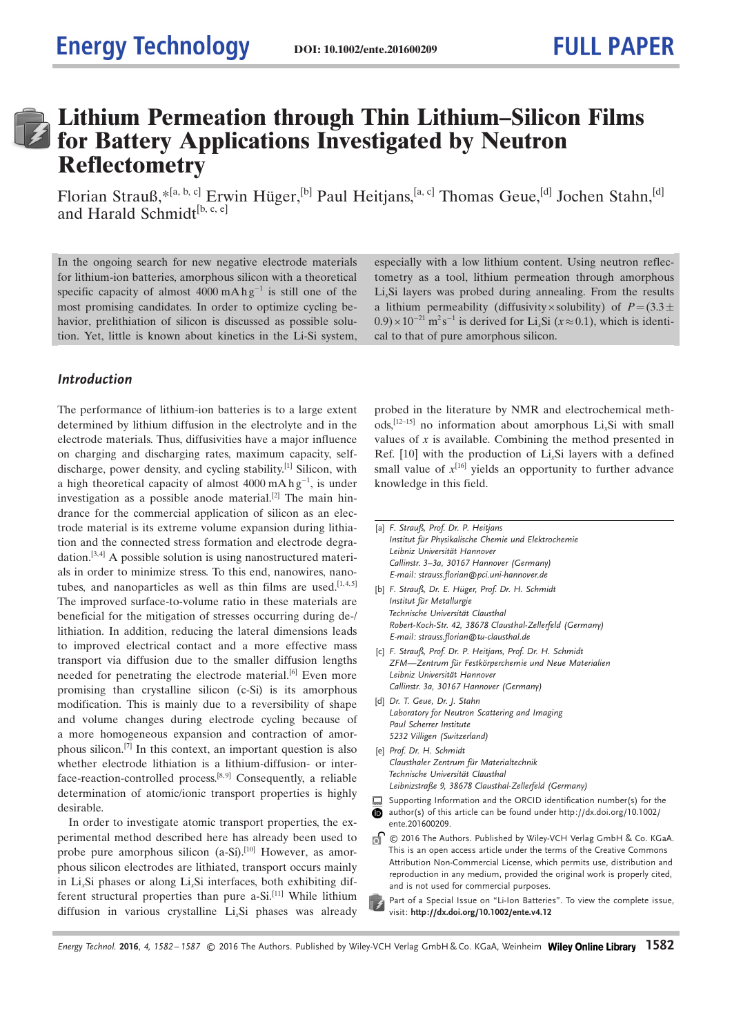# Lithium Permeation through Thin Lithium–Silicon Films for Battery Applications Investigated by Neutron Reflectometry

Florian Strauß,*[a, b, c] Erwin Hüger,[b] Paul Heitjans,[a, c] Thomas Geue,[d] Jochen Stahn,[d] and Harald Schmidt[b, c, e]

In the ongoing search for new negative electrode materials for lithium-ion batteries, amorphous silicon with a theoretical specific capacity of almost 4000 mA h g$^{-1}$ is still one of the most promising candidates. In order to optimize cycling behavior, prelithiation of silicon is discussed as possible solution. Yet, little is known about kinetics in the Li-Si system, especially with a low lithium content. Using neutron reflectometry as a tool, lithium permeation through amorphous $Li_xSi$ layers was probed during annealing. From the results a lithium permeability (diffusivity × solubility) of $P=(3.3\pm0.9)\times10^{-21}$ m$^2$s$^{-1}$ is derived for $Li_xSi$ ($x\approx0.1$), which is identical to that of pure amorphous silicon.

## Introduction

The performance of lithium-ion batteries is to a large extent determined by lithium diffusion in the electrolyte and in the electrode materials. Thus, diffusivities have a major influence on charging and discharging rates, maximum capacity, self-discharge, power density, and cycling stability.[1] Silicon, with a high theoretical capacity of almost 4000 mA h g$^{-1}$, is under investigation as a possible anode material.[2] The main hindrance for the commercial application of silicon as an electrode material is its extreme volume expansion during lithiation and the connected stress formation and electrode degradation.[3,4] A possible solution is using nanostructured materials in order to minimize stress. To this end, nanowires, nanotubes, and nanoparticles as well as thin films are used.[1,4,5] The improved surface-to-volume ratio in these materials are beneficial for the mitigation of stresses occurring during de-/lithiation. In addition, reducing the lateral dimensions leads to improved electrical contact and a more effective mass transport via diffusion due to the smaller diffusion lengths needed for penetrating the electrode material.[6] Even more promising than crystalline silicon (c-Si) is its amorphous modification. This is mainly due to a reversibility of shape and volume changes during electrode cycling because of a more homogeneous expansion and contraction of amorphous silicon.[7] In this context, an important question is also whether electrode lithiation is a lithium-diffusion- or interface-reaction-controlled process.[8,9] Consequently, a reliable determination of atomic/ionic transport properties is highly desirable.

In order to investigate atomic transport properties, the experimental method described here has already been used to probe pure amorphous silicon (a-Si).[10] However, as amorphous silicon electrodes are lithiated, transport occurs mainly in $Li_xSi$ phases or along $Li_xSi$ interfaces, both exhibiting different structural properties than pure a-Si.[11] While lithium diffusion in various crystalline $Li_xSi$ phases was already probed in the literature by NMR and electrochemical methods,[12–15] no information about amorphous $Li_xSi$ with small values of $x$ is available. Combining the method presented in Ref. [10] with the production of $Li_xSi$ layers with a defined small value of $x$[16] yields an opportunity to further advance knowledge in this field.

[a] F. Strauß, Prof. Dr. P. Heitjans
Institut für Physikalische Chemie und Elektrochemie
Leibniz Universität Hannover
Callinstr. 3–3a, 30167 Hannover (Germany)
E-mail: strauss.florian@pci.uni-hannover.de

[b] F. Strauß, Dr. E. Hüger, Prof. Dr. H. Schmidt
Institut für Metallurgie
Technische Universität Clausthal
Robert-Koch-Str. 42, 38678 Clausthal-Zellerfeld (Germany)
E-mail: strauss.florian@tu-clausthal.de

[c] F. Strauß, Prof. Dr. P. Heitjans, Prof. Dr. H. Schmidt
ZFM—Zentrum für Festkörperchemie und Neue Materialien
Leibniz Universität Hannover
Callinstr. 3a, 30167 Hannover (Germany)

[d] Dr. T. Geue, Dr. J. Stahn
Laboratory for Neutron Scattering and Imaging
Paul Scherrer Institute
5232 Villigen (Switzerland)

[e] Prof. Dr. H. Schmidt
Clausthaler Zentrum für Materialtechnik
Technische Universität Clausthal
Leibnizstraße 9, 38678 Clausthal-Zellerfeld (Germany)

Supporting Information and the ORCID identification number(s) for the author(s) of this article can be found under http://dx.doi.org/10.1002/ente.201600209.

© 2016 The Authors. Published by Wiley-VCH Verlag GmbH & Co. KGaA. This is an open access article under the terms of the Creative Commons Attribution Non-Commercial License, which permits use, distribution and reproduction in any medium, provided the original work is properly cited, and is not used for commercial purposes.

Part of a Special Issue on "Li-Ion Batteries". To view the complete issue, visit: **http://dx.doi.org/10.1002/ente.v4.12**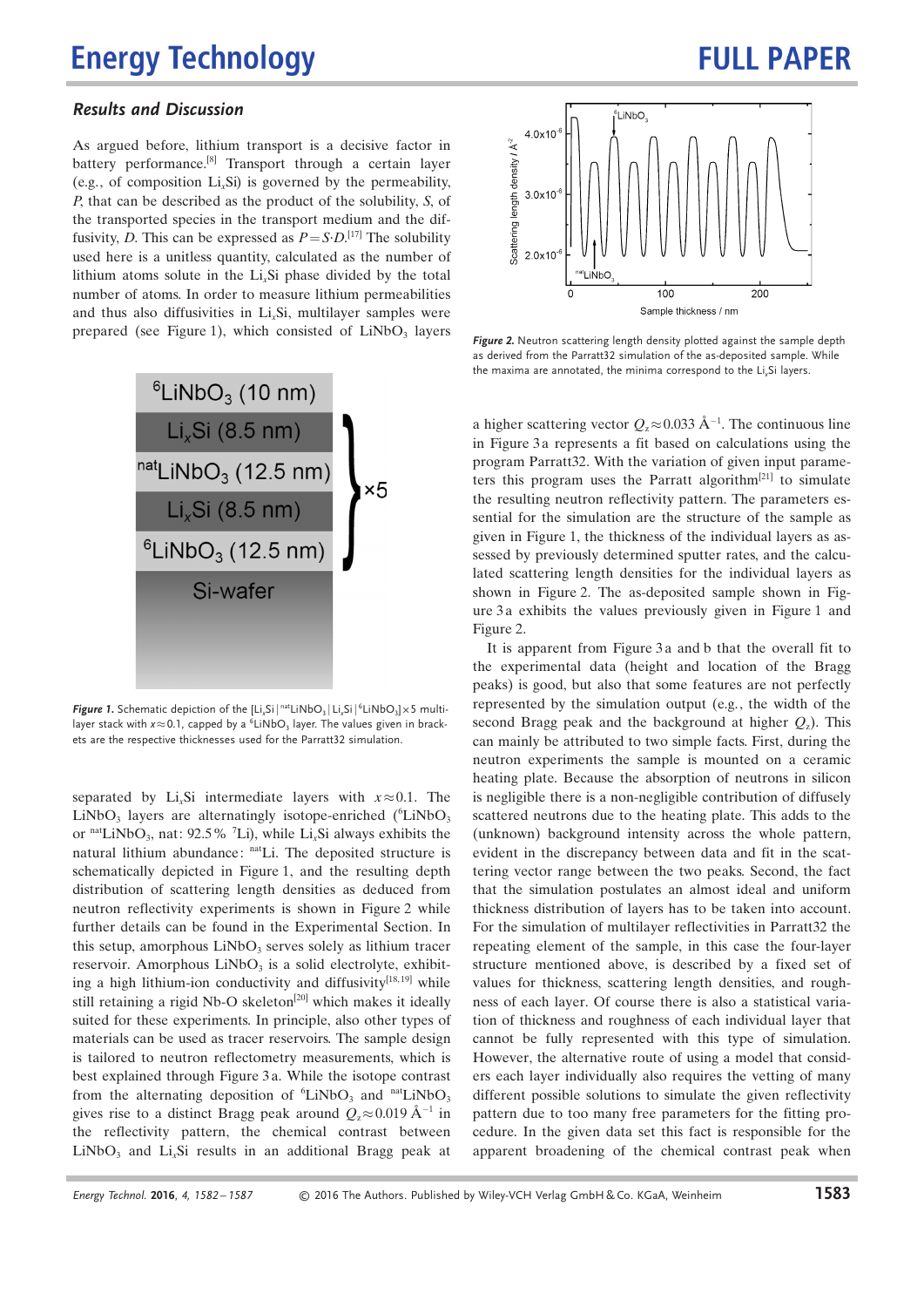## Results and Discussion

As argued before, lithium transport is a decisive factor in battery performance.[8] Transport through a certain layer (e.g., of composition $Li_xSi$) is governed by the permeability, $P$, that can be described as the product of the solubility, $S$, of the transported species in the transport medium and the diffusivity, $D$. This can be expressed as $P = S{\cdot}D$.[17] The solubility used here is a unitless quantity, calculated as the number of lithium atoms solute in the $Li_xSi$ phase divided by the total number of atoms. In order to measure lithium permeabilities and thus also diffusivities in $Li_xSi$, multilayer samples were prepared (see Figure 1), which consisted of $LiNbO_3$ layers separated by $Li_xSi$ intermediate layers with $x \approx 0.1$. The $LiNbO_3$ layers are alternatingly isotope-enriched ($^{6}LiNbO_3$ or $^{nat}LiNbO_3$, nat: 92.5 % $^{7}Li$), while $Li_xSi$ always exhibits the natural lithium abundance: $^{nat}Li$. The deposited structure is schematically depicted in Figure 1, and the resulting depth distribution of scattering length densities as deduced from neutron reflectivity experiments is shown in Figure 2 while further details can be found in the Experimental Section. In this setup, amorphous $LiNbO_3$ serves solely as lithium tracer reservoir. Amorphous $LiNbO_3$ is a solid electrolyte, exhibiting a high lithium-ion conductivity and diffusivity[18,19] while still retaining a rigid Nb-O skeleton[20] which makes it ideally suited for these experiments. In principle, also other types of materials can be used as tracer reservoirs. The sample design is tailored to neutron reflectometry measurements, which is best explained through Figure 3a. While the isotope contrast from the alternating deposition of $^{6}LiNbO_3$ and $^{nat}LiNbO_3$ gives rise to a distinct Bragg peak around $Q_z \approx 0.019$ Å$^{-1}$ in the reflectivity pattern, the chemical contrast between $LiNbO_3$ and $Li_xSi$ results in an additional Bragg peak at a higher scattering vector $Q_z \approx 0.033$ Å$^{-1}$. The continuous line in Figure 3a represents a fit based on calculations using the program Parratt32. With the variation of given input parameters this program uses the Parratt algorithm[21] to simulate the resulting neutron reflectivity pattern. The parameters essential for the simulation are the structure of the sample as given in Figure 1, the thickness of the individual layers as assessed by previously determined sputter rates, and the calculated scattering length densities for the individual layers as shown in Figure 2. The as-deposited sample shown in Figure 3a exhibits the values previously given in Figure 1 and Figure 2.

**Figure 1.** Schematic depiction of the $[Li_xSi\,|\,^{nat}LiNbO_3\,|\,Li_xSi\,|\,^{6}LiNbO_3] \times 5$ multilayer stack with $x \approx 0.1$, capped by a $^{6}LiNbO_3$ layer. The values given in brackets are the respective thicknesses used for the Parratt32 simulation.

**Figure 2.** Neutron scattering length density plotted against the sample depth as derived from the Parratt32 simulation of the as-deposited sample. While the maxima are annotated, the minima correspond to the $Li_xSi$ layers.

It is apparent from Figure 3a and b that the overall fit to the experimental data (height and location of the Bragg peaks) is good, but also that some features are not perfectly represented by the simulation output (e.g., the width of the second Bragg peak and the background at higher $Q_z$). This can mainly be attributed to two simple facts. First, during the neutron experiments the sample is mounted on a ceramic heating plate. Because the absorption of neutrons in silicon is negligible there is a non-negligible contribution of diffusely scattered neutrons due to the heating plate. This adds to the (unknown) background intensity across the whole pattern, evident in the discrepancy between data and fit in the scattering vector range between the two peaks. Second, the fact that the simulation postulates an almost ideal and uniform thickness distribution of layers has to be taken into account. For the simulation of multilayer reflectivities in Parratt32 the repeating element of the sample, in this case the four-layer structure mentioned above, is described by a fixed set of values for thickness, scattering length densities, and roughness of each layer. Of course there is also a statistical variation of thickness and roughness of each individual layer that cannot be fully represented with this type of simulation. However, the alternative route of using a model that considers each layer individually also requires the vetting of many different possible solutions to simulate the given reflectivity pattern due to too many free parameters for the fitting procedure. In the given data set this fact is responsible for the apparent broadening of the chemical contrast peak when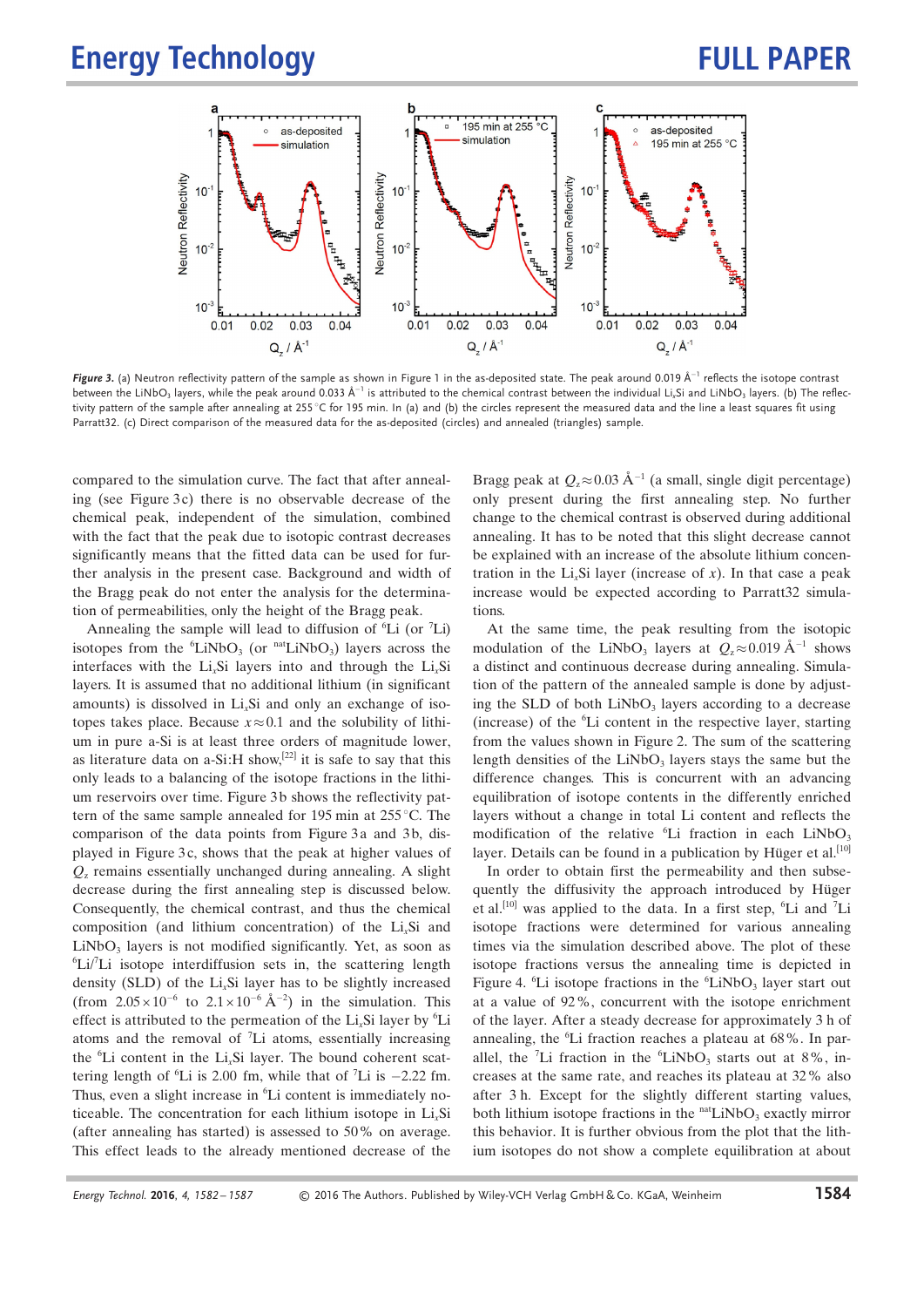*Figure 3.* (a) Neutron reflectivity pattern of the sample as shown in Figure 1 in the as-deposited state. The peak around 0.019 $Å^{-1}$ reflects the isotope contrast between the $LiNbO_3$ layers, while the peak around 0.033 $Å^{-1}$ is attributed to the chemical contrast between the individual $Li_xSi$ and $LiNbO_3$ layers. (b) The reflectivity pattern of the sample after annealing at 255 °C for 195 min. In (a) and (b) the circles represent the measured data and the line a least squares fit using Parratt32. (c) Direct comparison of the measured data for the as-deposited (circles) and annealed (triangles) sample.

compared to the simulation curve. The fact that after annealing (see Figure 3c) there is no observable decrease of the chemical peak, independent of the simulation, combined with the fact that the peak due to isotopic contrast decreases significantly means that the fitted data can be used for further analysis in the present case. Background and width of the Bragg peak do not enter the analysis for the determination of permeabilities, only the height of the Bragg peak.

Annealing the sample will lead to diffusion of $^{6}Li$ (or $^{7}Li$) isotopes from the $^{6}LiNbO_3$ (or $^{nat}LiNbO_3$) layers across the interfaces with the $Li_xSi$ layers into and through the $Li_xSi$ layers. It is assumed that no additional lithium (in significant amounts) is dissolved in $Li_xSi$ and only an exchange of isotopes takes place. Because $x \approx 0.1$ and the solubility of lithium in pure a-Si is at least three orders of magnitude lower, as literature data on a-Si:H show,[22] it is safe to say that this only leads to a balancing of the isotope fractions in the lithium reservoirs over time. Figure 3b shows the reflectivity pattern of the same sample annealed for 195 min at 255 °C. The comparison of the data points from Figure 3a and 3b, displayed in Figure 3c, shows that the peak at higher values of $Q_z$ remains essentially unchanged during annealing. A slight decrease during the first annealing step is discussed below. Consequently, the chemical contrast, and thus the chemical composition (and lithium concentration) of the $Li_xSi$ and $LiNbO_3$ layers is not modified significantly. Yet, as soon as $^{6}Li/^{7}Li$ isotope interdiffusion sets in, the scattering length density (SLD) of the $Li_xSi$ layer has to be slightly increased (from $2.05\times10^{-6}$ to $2.1\times10^{-6}$ $Å^{-2}$) in the simulation. This effect is attributed to the permeation of the $Li_xSi$ layer by $^{6}Li$ atoms and the removal of $^{7}Li$ atoms, essentially increasing the $^{6}Li$ content in the $Li_xSi$ layer. The bound coherent scattering length of $^{6}Li$ is 2.00 fm, while that of $^{7}Li$ is −2.22 fm. Thus, even a slight increase in $^{6}Li$ content is immediately noticeable. The concentration for each lithium isotope in $Li_xSi$ (after annealing has started) is assessed to 50% on average. This effect leads to the already mentioned decrease of the Bragg peak at $Q_z \approx 0.03$ $Å^{-1}$ (a small, single digit percentage) only present during the first annealing step. No further change to the chemical contrast is observed during additional annealing. It has to be noted that this slight decrease cannot be explained with an increase of the absolute lithium concentration in the $Li_xSi$ layer (increase of $x$). In that case a peak increase would be expected according to Parratt32 simulations.

At the same time, the peak resulting from the isotopic modulation of the $LiNbO_3$ layers at $Q_z \approx 0.019$ $Å^{-1}$ shows a distinct and continuous decrease during annealing. Simulation of the pattern of the annealed sample is done by adjusting the SLD of both $LiNbO_3$ layers according to a decrease (increase) of the $^{6}Li$ content in the respective layer, starting from the values shown in Figure 2. The sum of the scattering length densities of the $LiNbO_3$ layers stays the same but the difference changes. This is concurrent with an advancing equilibration of isotope contents in the differently enriched layers without a change in total Li content and reflects the modification of the relative $^{6}Li$ fraction in each $LiNbO_3$ layer. Details can be found in a publication by Hüger et al.[10]

In order to obtain first the permeability and then subsequently the diffusivity the approach introduced by Hüger et al.[10] was applied to the data. In a first step, $^{6}Li$ and $^{7}Li$ isotope fractions were determined for various annealing times via the simulation described above. The plot of these isotope fractions versus the annealing time is depicted in Figure 4. $^{6}Li$ isotope fractions in the $^{6}LiNbO_3$ layer start out at a value of 92%, concurrent with the isotope enrichment of the layer. After a steady decrease for approximately 3 h of annealing, the $^{6}Li$ fraction reaches a plateau at 68%. In parallel, the $^{7}Li$ fraction in the $^{6}LiNbO_3$ starts out at 8%, increases at the same rate, and reaches its plateau at 32% also after 3 h. Except for the slightly different starting values, both lithium isotope fractions in the $^{nat}LiNbO_3$ exactly mirror this behavior. It is further obvious from the plot that the lithium isotopes do not show a complete equilibration at about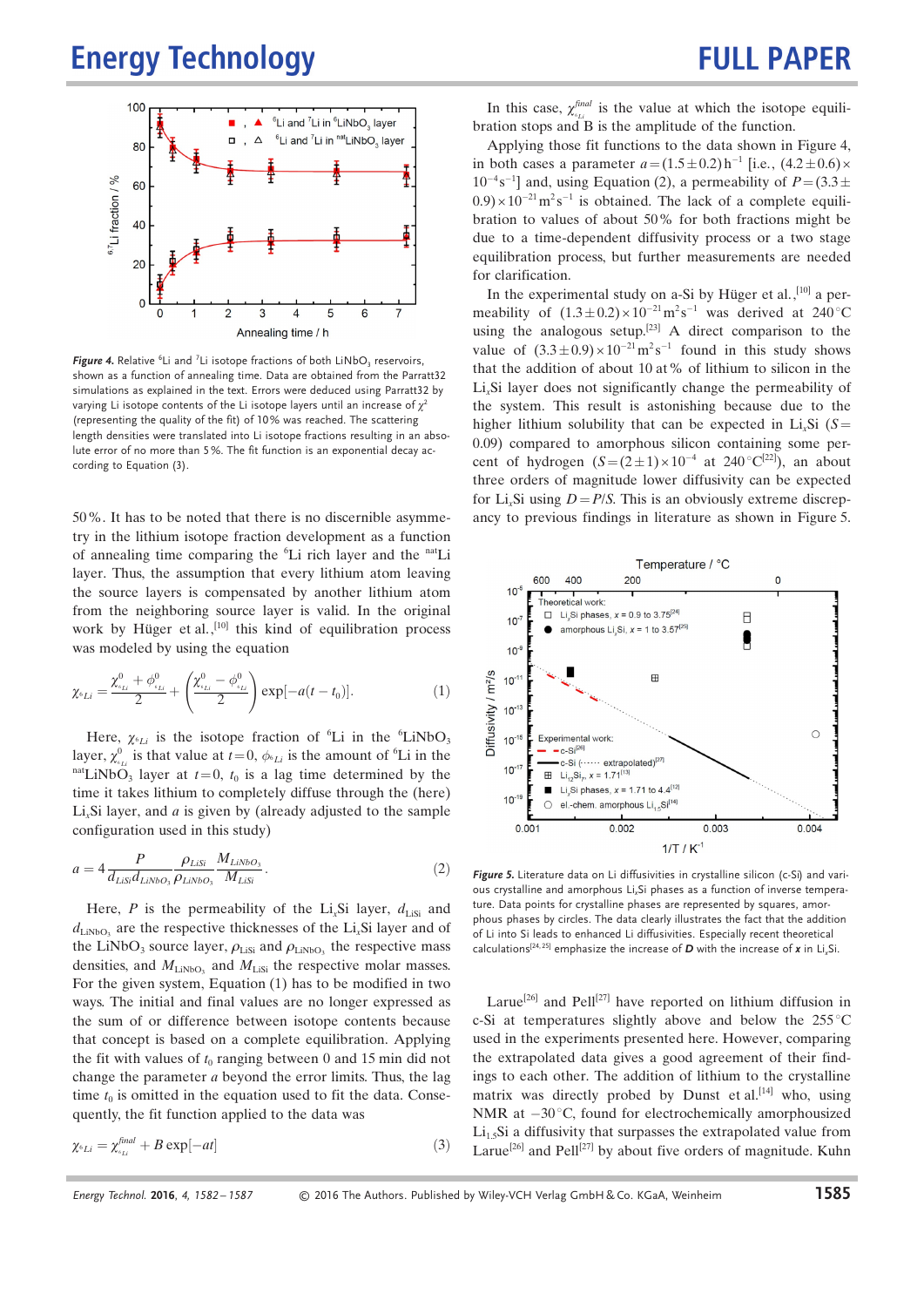*Figure 4.* Relative $^{6}$Li and $^{7}$Li isotope fractions of both $LiNbO_3$ reservoirs, shown as a function of annealing time. Data are obtained from the Parratt32 simulations as explained in the text. Errors were deduced using Parratt32 by varying Li isotope contents of the Li isotope layers until an increase of $\chi^2$ (representing the quality of the fit) of 10% was reached. The scattering length densities were translated into Li isotope fractions resulting in an absolute error of no more than 5%. The fit function is an exponential decay according to Equation (3).

50%. It has to be noted that there is no discernible asymmetry in the lithium isotope fraction development as a function of annealing time comparing the $^{6}$Li rich layer and the $^{nat}$Li layer. Thus, the assumption that every lithium atom leaving the source layers is compensated by another lithium atom from the neighboring source layer is valid. In the original work by Hüger et al.,[10] this kind of equilibration process was modeled by using the equation

$$\chi_{^6Li} = \frac{\chi^0_{^6Li} + \phi^0_{^6Li}}{2} + \left(\frac{\chi^0_{^6Li} - \phi^0_{^6Li}}{2}\right)\exp[-a(t-t_0)]. \qquad (1)$$

Here, $\chi_{^6Li}$ is the isotope fraction of $^{6}$Li in the $^{6}LiNbO_3$ layer, $\chi^0_{^6Li}$ is that value at $t=0$, $\phi_{^6Li}$ is the amount of $^{6}$Li in the $^{nat}LiNbO_3$ layer at $t=0$, $t_0$ is a lag time determined by the time it takes lithium to completely diffuse through the (here) $Li_xSi$ layer, and $a$ is given by (already adjusted to the sample configuration used in this study)

$$a = 4\frac{P}{d_{LiSi}d_{LiNbO_3}}\frac{\rho_{LiSi}}{\rho_{LiNbO_3}}\frac{M_{LiNbO_3}}{M_{LiSi}}. \qquad (2)$$

Here, $P$ is the permeability of the $Li_xSi$ layer, $d_{LiSi}$ and $d_{LiNbO_3}$ are the respective thicknesses of the $Li_xSi$ layer and of the $LiNbO_3$ source layer, $\rho_{LiSi}$ and $\rho_{LiNbO_3}$ the respective mass densities, and $M_{LiNbO_3}$ and $M_{LiSi}$ the respective molar masses. For the given system, Equation (1) has to be modified in two ways. The initial and final values are no longer expressed as the sum of or difference between isotope contents because that concept is based on a complete equilibration. Applying the fit with values of $t_0$ ranging between 0 and 15 min did not change the parameter $a$ beyond the error limits. Thus, the lag time $t_0$ is omitted in the equation used to fit the data. Consequently, the fit function applied to the data was

$$\chi_{^6Li} = \chi^{final}_{^6Li} + B\exp[-at] \qquad (3)$$

In this case, $\chi^{final}_{^6Li}$ is the value at which the isotope equilibration stops and B is the amplitude of the function.

Applying those fit functions to the data shown in Figure 4, in both cases a parameter $a=(1.5\pm0.2)\,h^{-1}$ [i.e., $(4.2\pm0.6)\times10^{-4}\,s^{-1}$] and, using Equation (2), a permeability of $P=(3.3\pm0.9)\times10^{-21}\,m^2\,s^{-1}$ is obtained. The lack of a complete equilibration to values of about 50% for both fractions might be due to a time-dependent diffusivity process or a two stage equilibration process, but further measurements are needed for clarification.

In the experimental study on a-Si by Hüger et al.,[10] a permeability of $(1.3\pm0.2)\times10^{-21}\,m^2\,s^{-1}$ was derived at 240 °C using the analogous setup.[23] A direct comparison to the value of $(3.3\pm0.9)\times10^{-21}\,m^2\,s^{-1}$ found in this study shows that the addition of about 10 at% of lithium to silicon in the $Li_xSi$ layer does not significantly change the permeability of the system. This result is astonishing because due to the higher lithium solubility that can be expected in $Li_xSi$ ($S=0.09$) compared to amorphous silicon containing some percent of hydrogen ($S=(2\pm1)\times10^{-4}$ at 240 °C[22]), an about three orders of magnitude lower diffusivity can be expected for $Li_xSi$ using $D=P/S$. This is an obviously extreme discrepancy to previous findings in literature as shown in Figure 5.

*Figure 5.* Literature data on Li diffusivities in crystalline silicon (c-Si) and various crystalline and amorphous $Li_xSi$ phases as a function of inverse temperature. Data points for crystalline phases are represented by squares, amorphous phases by circles. The data clearly illustrates the fact that the addition of Li into Si leads to enhanced Li diffusivities. Especially recent theoretical calculations[24,25] emphasize the increase of ***D*** with the increase of $x$ in $Li_xSi$.

Larue[26] and Pell[27] have reported on lithium diffusion in c-Si at temperatures slightly above and below the 255 °C used in the experiments presented here. However, comparing the extrapolated data gives a good agreement of their findings to each other. The addition of lithium to the crystalline matrix was directly probed by Dunst et al.[14] who, using NMR at −30 °C, found for electrochemically amorphousized $Li_{1.5}Si$ a diffusivity that surpasses the extrapolated value from Larue[26] and Pell[27] by about five orders of magnitude. Kuhn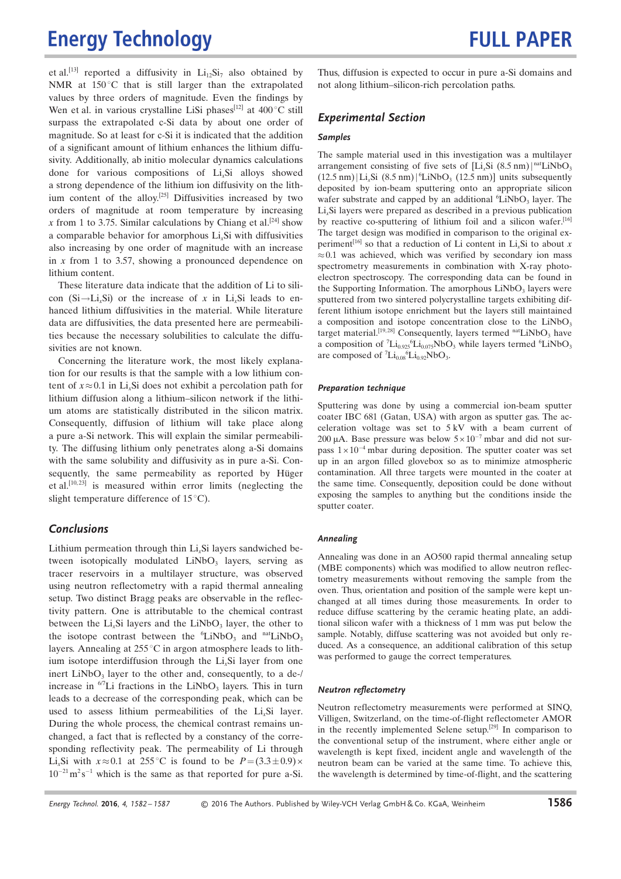et al.[13] reported a diffusivity in $Li_{12}Si_7$ also obtained by NMR at 150 °C that is still larger than the extrapolated values by three orders of magnitude. Even the findings by Wen et al. in various crystalline LiSi phases[12] at 400 °C still surpass the extrapolated c-Si data by about one order of magnitude. So at least for c-Si it is indicated that the addition of a significant amount of lithium enhances the lithium diffusivity. Additionally, ab initio molecular dynamics calculations done for various compositions of $Li_xSi$ alloys showed a strong dependence of the lithium ion diffusivity on the lithium content of the alloy.[25] Diffusivities increased by two orders of magnitude at room temperature by increasing $x$ from 1 to 3.75. Similar calculations by Chiang et al.[24] show a comparable behavior for amorphous $Li_xSi$ with diffusivities also increasing by one order of magnitude with an increase in $x$ from 1 to 3.57, showing a pronounced dependence on lithium content.

These literature data indicate that the addition of Li to silicon ($Si \rightarrow Li_xSi$) or the increase of $x$ in $Li_xSi$ leads to enhanced lithium diffusivities in the material. While literature data are diffusivities, the data presented here are permeabilities because the necessary solubilities to calculate the diffusivities are not known.

Concerning the literature work, the most likely explanation for our results is that the sample with a low lithium content of $x \approx 0.1$ in $Li_xSi$ does not exhibit a percolation path for lithium diffusion along a lithium–silicon network if the lithium atoms are statistically distributed in the silicon matrix. Consequently, diffusion of lithium will take place along a pure a-Si network. This will explain the similar permeability. The diffusing lithium only penetrates along a-Si domains with the same solubility and diffusivity as in pure a-Si. Consequently, the same permeability as reported by Hüger et al.[10,23] is measured within error limits (neglecting the slight temperature difference of 15 °C).

## Conclusions

Lithium permeation through thin $Li_xSi$ layers sandwiched between isotopically modulated $LiNbO_3$ layers, serving as tracer reservoirs in a multilayer structure, was observed using neutron reflectometry with a rapid thermal annealing setup. Two distinct Bragg peaks are observable in the reflectivity pattern. One is attributable to the chemical contrast between the $Li_xSi$ layers and the $LiNbO_3$ layer, the other to the isotope contrast between the $^{6}LiNbO_3$ and $^{nat}LiNbO_3$ layers. Annealing at 255 °C in argon atmosphere leads to lithium isotope interdiffusion through the $Li_xSi$ layer from one inert $LiNbO_3$ layer to the other and, consequently, to a de-/increase in $^{6/7}Li$ fractions in the $LiNbO_3$ layers. This in turn leads to a decrease of the corresponding peak, which can be used to assess lithium permeabilities of the $Li_xSi$ layer. During the whole process, the chemical contrast remains unchanged, a fact that is reflected by a constancy of the corresponding reflectivity peak. The permeability of Li through $Li_xSi$ with $x \approx 0.1$ at 255 °C is found to be $P = (3.3 \pm 0.9) \times 10^{-21}\,m^2\,s^{-1}$ which is the same as that reported for pure a-Si. Thus, diffusion is expected to occur in pure a-Si domains and not along lithium–silicon-rich percolation paths.

## Experimental Section

### Samples

The sample material used in this investigation was a multilayer arrangement consisting of five sets of [$Li_xSi$ (8.5 nm)|$^{nat}LiNbO_3$ (12.5 nm)|$Li_xSi$ (8.5 nm)|$^{6}LiNbO_3$ (12.5 nm)] units subsequently deposited by ion-beam sputtering onto an appropriate silicon wafer substrate and capped by an additional $^{6}LiNbO_3$ layer. The $Li_xSi$ layers were prepared as described in a previous publication by reactive co-sputtering of lithium foil and a silicon wafer.[16] The target design was modified in comparison to the original experiment[16] so that a reduction of Li content in $Li_xSi$ to about $x \approx 0.1$ was achieved, which was verified by secondary ion mass spectrometry measurements in combination with X-ray photoelectron spectroscopy. The corresponding data can be found in the Supporting Information. The amorphous $LiNbO_3$ layers were sputtered from two sintered polycrystalline targets exhibiting different lithium isotope enrichment but the layers still maintained a composition and isotope concentration close to the $LiNbO_3$ target material.[19,28] Consequently, layers termed $^{nat}LiNbO_3$ have a composition of $^{7}Li_{0.925}{}^{6}Li_{0.075}NbO_3$ while layers termed $^{6}LiNbO_3$ are composed of $^{7}Li_{0.08}{}^{6}Li_{0.92}NbO_3$.

### Preparation technique

Sputtering was done by using a commercial ion-beam sputter coater IBC 681 (Gatan, USA) with argon as sputter gas. The acceleration voltage was set to 5 kV with a beam current of 200 μA. Base pressure was below $5 \times 10^{-7}$ mbar and did not surpass $1 \times 10^{-4}$ mbar during deposition. The sputter coater was set up in an argon filled glovebox so as to minimize atmospheric contamination. All three targets were mounted in the coater at the same time. Consequently, deposition could be done without exposing the samples to anything but the conditions inside the sputter coater.

### Annealing

Annealing was done in an AO500 rapid thermal annealing setup (MBE components) which was modified to allow neutron reflectometry measurements without removing the sample from the oven. Thus, orientation and position of the sample were kept unchanged at all times during those measurements. In order to reduce diffuse scattering by the ceramic heating plate, an additional silicon wafer with a thickness of 1 mm was put below the sample. Notably, diffuse scattering was not avoided but only reduced. As a consequence, an additional calibration of this setup was performed to gauge the correct temperatures.

### Neutron reflectometry

Neutron reflectometry measurements were performed at SINQ, Villigen, Switzerland, on the time-of-flight reflectometer AMOR in the recently implemented Selene setup.[29] In comparison to the conventional setup of the instrument, where either angle or wavelength is kept fixed, incident angle and wavelength of the neutron beam can be varied at the same time. To achieve this, the wavelength is determined by time-of-flight, and the scattering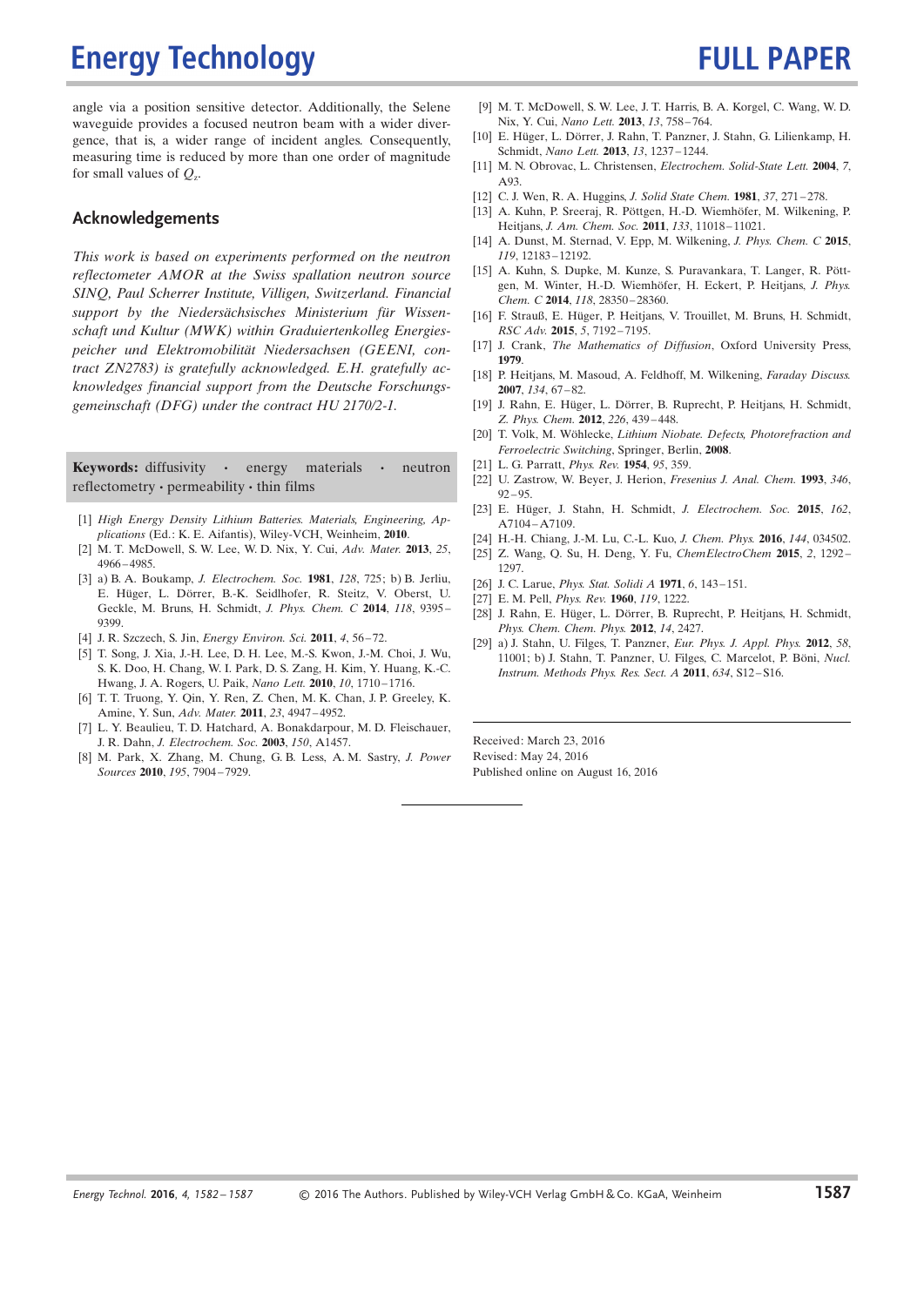angle via a position sensitive detector. Additionally, the Selene waveguide provides a focused neutron beam with a wider divergence, that is, a wider range of incident angles. Consequently, measuring time is reduced by more than one order of magnitude for small values of $Q_z$.

## Acknowledgements

*This work is based on experiments performed on the neutron reflectometer AMOR at the Swiss spallation neutron source SINQ, Paul Scherrer Institute, Villigen, Switzerland. Financial support by the Niedersächsisches Ministerium für Wissenschaft und Kultur (MWK) within Graduiertenkolleg Energiespeicher und Elektromobilität Niedersachsen (GEENI, contract ZN2783) is gratefully acknowledged. E.H. gratefully acknowledges financial support from the Deutsche Forschungsgemeinschaft (DFG) under the contract HU 2170/2-1.*

**Keywords:** diffusivity · energy materials · neutron reflectometry · permeability · thin films

[1] *High Energy Density Lithium Batteries. Materials, Engineering, Applications* (Ed.: K. E. Aifantis), Wiley-VCH, Weinheim, **2010**.
[2] M. T. McDowell, S. W. Lee, W. D. Nix, Y. Cui, *Adv. Mater.* **2013**, *25*, 4966–4985.
[3] a) B. A. Boukamp, *J. Electrochem. Soc.* **1981**, *128*, 725; b) B. Jerliu, E. Hüger, L. Dörrer, B.-K. Seidlhofer, R. Steitz, V. Oberst, U. Geckle, M. Bruns, H. Schmidt, *J. Phys. Chem. C* **2014**, *118*, 9395–9399.
[4] J. R. Szczech, S. Jin, *Energy Environ. Sci.* **2011**, *4*, 56–72.
[5] T. Song, J. Xia, J.-H. Lee, D. H. Lee, M.-S. Kwon, J.-M. Choi, J. Wu, S. K. Doo, H. Chang, W. I. Park, D. S. Zang, H. Kim, Y. Huang, K.-C. Hwang, J. A. Rogers, U. Paik, *Nano Lett.* **2010**, *10*, 1710–1716.
[6] T. T. Truong, Y. Qin, Y. Ren, Z. Chen, M. K. Chan, J. P. Greeley, K. Amine, Y. Sun, *Adv. Mater.* **2011**, *23*, 4947–4952.
[7] L. Y. Beaulieu, T. D. Hatchard, A. Bonakdarpour, M. D. Fleischauer, J. R. Dahn, *J. Electrochem. Soc.* **2003**, *150*, A1457.
[8] M. Park, X. Zhang, M. Chung, G. B. Less, A. M. Sastry, *J. Power Sources* **2010**, *195*, 7904–7929.
[9] M. T. McDowell, S. W. Lee, J. T. Harris, B. A. Korgel, C. Wang, W. D. Nix, Y. Cui, *Nano Lett.* **2013**, *13*, 758–764.
[10] E. Hüger, L. Dörrer, J. Rahn, T. Panzner, J. Stahn, G. Lilienkamp, H. Schmidt, *Nano Lett.* **2013**, *13*, 1237–1244.
[11] M. N. Obrovac, L. Christensen, *Electrochem. Solid-State Lett.* **2004**, *7*, A93.
[12] C. J. Wen, R. A. Huggins, *J. Solid State Chem.* **1981**, *37*, 271–278.
[13] A. Kuhn, P. Sreeraj, R. Pöttgen, H.-D. Wiemhöfer, M. Wilkening, P. Heitjans, *J. Am. Chem. Soc.* **2011**, *133*, 11018–11021.
[14] A. Dunst, M. Sternad, V. Epp, M. Wilkening, *J. Phys. Chem. C* **2015**, *119*, 12183–12192.
[15] A. Kuhn, S. Dupke, M. Kunze, S. Puravankara, T. Langer, R. Pöttgen, M. Winter, H.-D. Wiemhöfer, H. Eckert, P. Heitjans, *J. Phys. Chem. C* **2014**, *118*, 28350–28360.
[16] F. Strauß, E. Hüger, P. Heitjans, V. Trouillet, M. Bruns, H. Schmidt, *RSC Adv.* **2015**, *5*, 7192–7195.
[17] J. Crank, *The Mathematics of Diffusion*, Oxford University Press, **1979**.
[18] P. Heitjans, M. Masoud, A. Feldhoff, M. Wilkening, *Faraday Discuss.* **2007**, *134*, 67–82.
[19] J. Rahn, E. Hüger, L. Dörrer, B. Ruprecht, P. Heitjans, H. Schmidt, *Z. Phys. Chem.* **2012**, *226*, 439–448.
[20] T. Volk, M. Wöhlecke, *Lithium Niobate. Defects, Photorefraction and Ferroelectric Switching*, Springer, Berlin, **2008**.
[21] L. G. Parratt, *Phys. Rev.* **1954**, *95*, 359.
[22] U. Zastrow, W. Beyer, J. Herion, *Fresenius J. Anal. Chem.* **1993**, *346*, 92–95.
[23] E. Hüger, J. Stahn, H. Schmidt, *J. Electrochem. Soc.* **2015**, *162*, A7104–A7109.
[24] H.-H. Chiang, J.-M. Lu, C.-L. Kuo, *J. Chem. Phys.* **2016**, *144*, 034502.
[25] Z. Wang, Q. Su, H. Deng, Y. Fu, *ChemElectroChem* **2015**, *2*, 1292–1297.
[26] J. C. Larue, *Phys. Stat. Solidi A* **1971**, *6*, 143–151.
[27] E. M. Pell, *Phys. Rev.* **1960**, *119*, 1222.
[28] J. Rahn, E. Hüger, L. Dörrer, B. Ruprecht, P. Heitjans, H. Schmidt, *Phys. Chem. Chem. Phys.* **2012**, *14*, 2427.
[29] a) J. Stahn, U. Filges, T. Panzner, *Eur. Phys. J. Appl. Phys.* **2012**, *58*, 11001; b) J. Stahn, T. Panzner, U. Filges, C. Marcelot, P. Böni, *Nucl. Instrum. Methods Phys. Res. Sect. A* **2011**, *634*, S12–S16.

Received: March 23, 2016
Revised: May 24, 2016
Published online on August 16, 2016